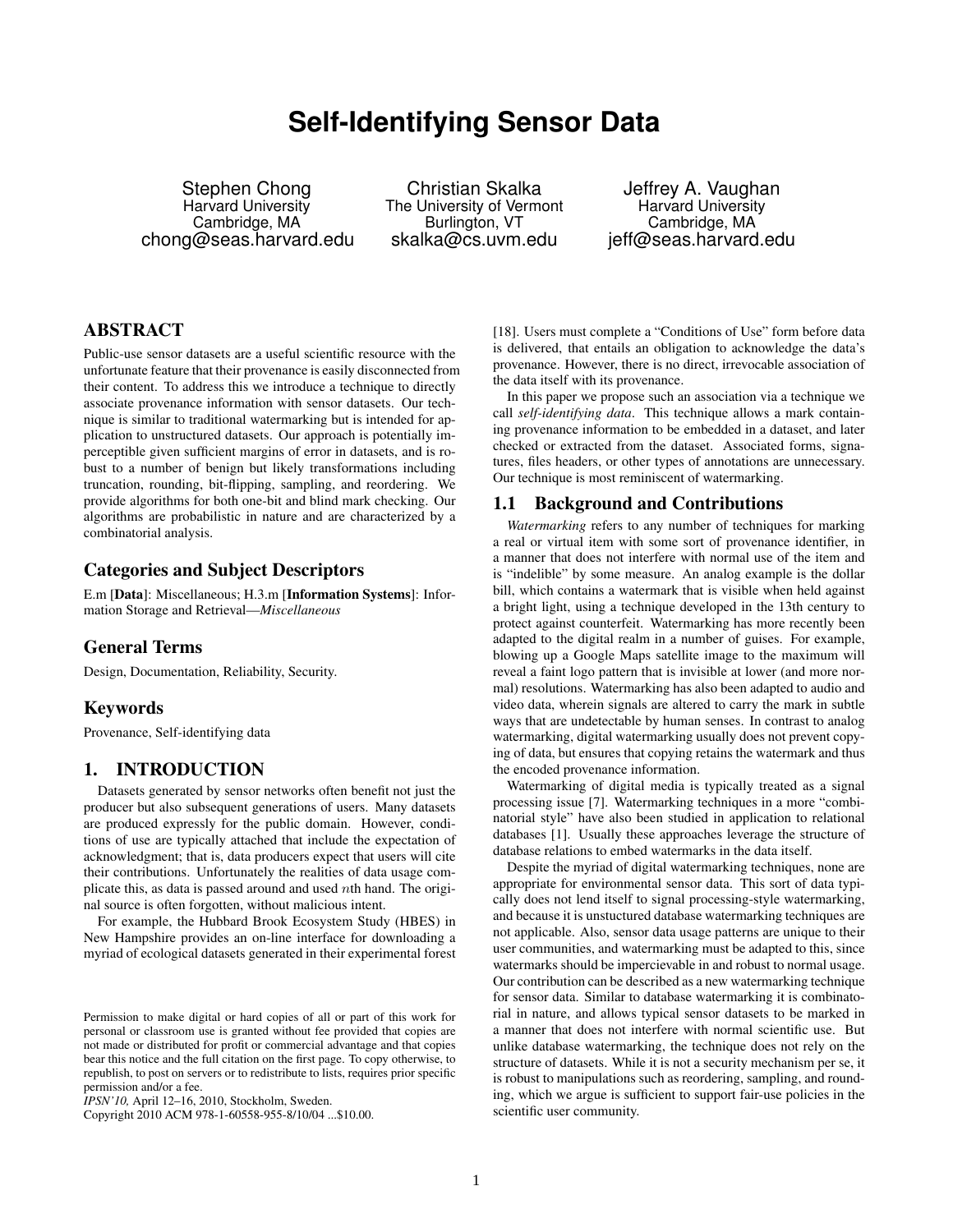# Self-Identifying Sensor Data

Stephen Chong
Harvard University
Cambridge, MA
chong@seas.harvard.edu

Christian Skalka
The University of Vermont
Burlington, VT
skalka@cs.uvm.edu

Jeffrey A. Vaughan
Harvard University
Cambridge, MA
jeff@seas.harvard.edu

## ABSTRACT

Public-use sensor datasets are a useful scientific resource with the unfortunate feature that their provenance is easily disconnected from their content. To address this we introduce a technique to directly associate provenance information with sensor datasets. Our technique is similar to traditional watermarking but is intended for application to unstructured datasets. Our approach is potentially imperceptible given sufficient margins of error in datasets, and is robust to a number of benign but likely transformations including truncation, rounding, bit-flipping, sampling, and reordering. We provide algorithms for both one-bit and blind mark checking. Our algorithms are probabilistic in nature and are characterized by a combinatorial analysis.

### Categories and Subject Descriptors

E.m [**Data**]: Miscellaneous; H.3.m [**Information Systems**]: Information Storage and Retrieval—*Miscellaneous*

### General Terms

Design, Documentation, Reliability, Security.

### Keywords

Provenance, Self-identifying data

## 1. INTRODUCTION

Datasets generated by sensor networks often benefit not just the producer but also subsequent generations of users. Many datasets are produced expressly for the public domain. However, conditions of use are typically attached that include the expectation of acknowledgment; that is, data producers expect that users will cite their contributions. Unfortunately the realities of data usage complicate this, as data is passed around and used $n$th hand. The original source is often forgotten, without malicious intent.

For example, the Hubbard Brook Ecosystem Study (HBES) in New Hampshire provides an on-line interface for downloading a myriad of ecological datasets generated in their experimental forest [18]. Users must complete a "Conditions of Use" form before data is delivered, that entails an obligation to acknowledge the data's provenance. However, there is no direct, irrevocable association of the data itself with its provenance.

In this paper we propose such an association via a technique we call *self-identifying data*. This technique allows a mark containing provenance information to be embedded in a dataset, and later checked or extracted from the dataset. Associated forms, signatures, files headers, or other types of annotations are unnecessary. Our technique is most reminiscent of watermarking.

### 1.1 Background and Contributions

*Watermarking* refers to any number of techniques for marking a real or virtual item with some sort of provenance identifier, in a manner that does not interfere with normal use of the item and is "indelible" by some measure. An analog example is the dollar bill, which contains a watermark that is visible when held against a bright light, using a technique developed in the 13th century to protect against counterfeit. Watermarking has more recently been adapted to the digital realm in a number of guises. For example, blowing up a Google Maps satellite image to the maximum will reveal a faint logo pattern that is invisible at lower (and more normal) resolutions. Watermarking has also been adapted to audio and video data, wherein signals are altered to carry the mark in subtle ways that are undetectable by human senses. In contrast to analog watermarking, digital watermarking usually does not prevent copying of data, but ensures that copying retains the watermark and thus the encoded provenance information.

Watermarking of digital media is typically treated as a signal processing issue [7]. Watermarking techniques in a more "combinatorial style" have also been studied in application to relational databases [1]. Usually these approaches leverage the structure of database relations to embed watermarks in the data itself.

Despite the myriad of digital watermarking techniques, none are appropriate for environmental sensor data. This sort of data typically does not lend itself to signal processing-style watermarking, and because it is unstuctured database watermarking techniques are not applicable. Also, sensor data usage patterns are unique to their user communities, and watermarking must be adapted to this, since watermarks should be impercievable in and robust to normal usage. Our contribution can be described as a new watermarking technique for sensor data. Similar to database watermarking it is combinatorial in nature, and allows typical sensor datasets to be marked in a manner that does not interfere with normal scientific use. But unlike database watermarking, the technique does not rely on the structure of datasets. While it is not a security mechanism per se, it is robust to manipulations such as reordering, sampling, and rounding, which we argue is sufficient to support fair-use policies in the scientific user community.

Permission to make digital or hard copies of all or part of this work for personal or classroom use is granted without fee provided that copies are not made or distributed for profit or commercial advantage and that copies bear this notice and the full citation on the first page. To copy otherwise, to republish, to post on servers or to redistribute to lists, requires prior specific permission and/or a fee.
*IPSN'10,* April 12–16, 2010, Stockholm, Sweden.
Copyright 2010 ACM 978-1-60558-955-8/10/04 ...$10.00.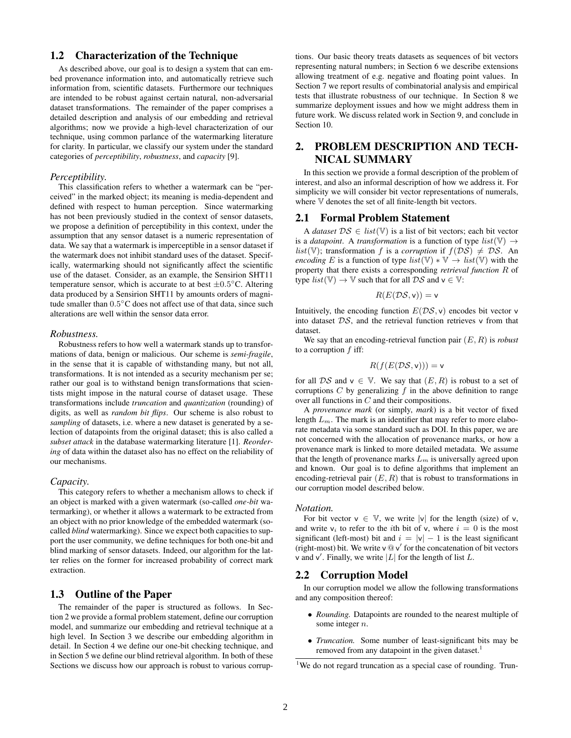## 1.2 Characterization of the Technique

As described above, our goal is to design a system that can embed provenance information into, and automatically retrieve such information from, scientific datasets. Furthermore our techniques are intended to be robust against certain natural, non-adversarial dataset transformations. The remainder of the paper comprises a detailed description and analysis of our embedding and retrieval algorithms; now we provide a high-level characterization of our technique, using common parlance of the watermarking literature for clarity. In particular, we classify our system under the standard categories of *perceptibility*, *robustness*, and *capacity* [9].

### *Perceptibility.*

This classification refers to whether a watermark can be "perceived" in the marked object; its meaning is media-dependent and defined with respect to human perception. Since watermarking has not been previously studied in the context of sensor datasets, we propose a definition of perceptibility in this context, under the assumption that any sensor dataset is a numeric representation of data. We say that a watermark is imperceptible in a sensor dataset if the watermark does not inhibit standard uses of the dataset. Specifically, watermarking should not significantly affect the scientific use of the dataset. Consider, as an example, the Sensirion SHT11 temperature sensor, which is accurate to at best $\pm 0.5^{\circ}$C. Altering data produced by a Sensirion SHT11 by amounts orders of magnitude smaller than $0.5^{\circ}$C does not affect use of that data, since such alterations are well within the sensor data error.

### *Robustness.*

Robustness refers to how well a watermark stands up to transformations of data, benign or malicious. Our scheme is *semi-fragile*, in the sense that it is capable of withstanding many, but not all, transformations. It is not intended as a security mechanism per se; rather our goal is to withstand benign transformations that scientists might impose in the natural course of dataset usage. These transformations include *truncation* and *quantization* (rounding) of digits, as well as *random bit flips*. Our scheme is also robust to *sampling* of datasets, i.e. where a new dataset is generated by a selection of datapoints from the original dataset; this is also called a *subset attack* in the database watermarking literature [1]. *Reordering* of data within the dataset also has no effect on the reliability of our mechanisms.

### *Capacity.*

This category refers to whether a mechanism allows to check if an object is marked with a given watermark (so-called *one-bit* watermarking), or whether it allows a watermark to be extracted from an object with no prior knowledge of the embedded watermark (so-called *blind* watermarking). Since we expect both capacities to support the user community, we define techniques for both one-bit and blind marking of sensor datasets. Indeed, our algorithm for the latter relies on the former for increased probability of correct mark extraction.

## 1.3 Outline of the Paper

The remainder of the paper is structured as follows. In Section 2 we provide a formal problem statement, define our corruption model, and summarize our embedding and retrieval technique at a high level. In Section 3 we describe our embedding algorithm in detail. In Section 4 we define our one-bit checking technique, and in Section 5 we define our blind retrieval algorithm. In both of these Sections we discuss how our approach is robust to various corruptions. Our basic theory treats datasets as sequences of bit vectors representing natural numbers; in Section 6 we describe extensions allowing treatment of e.g. negative and floating point values. In Section 7 we report results of combinatorial analysis and empirical tests that illustrate robustness of our technique. In Section 8 we summarize deployment issues and how we might address them in future work. We discuss related work in Section 9, and conclude in Section 10.

# 2. PROBLEM DESCRIPTION AND TECHNICAL SUMMARY

In this section we provide a formal description of the problem of interest, and also an informal description of how we address it. For simplicity we will consider bit vector representations of numerals, where $\mathbb{V}$ denotes the set of all finite-length bit vectors.

## 2.1 Formal Problem Statement

A *dataset* $\mathcal{DS} \in list(\mathbb{V})$ is a list of bit vectors; each bit vector is a *datapoint*. A *transformation* is a function of type $list(\mathbb{V}) \rightarrow list(\mathbb{V})$; transformation $f$ is a *corruption* if $f(\mathcal{DS}) \neq \mathcal{DS}$. An *encoding* $E$ is a function of type $list(\mathbb{V}) * \mathbb{V} \rightarrow list(\mathbb{V})$ with the property that there exists a corresponding *retrieval function* $R$ of type $list(\mathbb{V}) \rightarrow \mathbb{V}$ such that for all $\mathcal{DS}$ and $\mathsf{v} \in \mathbb{V}$:

$$R(E(\mathcal{DS}, \mathsf{v})) = \mathsf{v}$$

Intuitively, the encoding function $E(\mathcal{DS}, \mathsf{v})$ encodes bit vector $\mathsf{v}$ into dataset $\mathcal{DS}$, and the retrieval function retrieves $\mathsf{v}$ from that dataset.

We say that an encoding-retrieval function pair $(E, R)$ is *robust* to a corruption $f$ iff:

$$R(f(E(\mathcal{DS}, \mathsf{v}))) = \mathsf{v}$$

for all $\mathcal{DS}$ and $\mathsf{v} \in \mathbb{V}$. We say that $(E, R)$ is robust to a set of corruptions $C$ by generalizing $f$ in the above definition to range over all functions in $C$ and their compositions.

A *provenance mark* (or simply, *mark*) is a bit vector of fixed length $L_m$. The mark is an identifier that may refer to more elaborate metadata via some standard such as DOI. In this paper, we are not concerned with the allocation of provenance marks, or how a provenance mark is linked to more detailed metadata. We assume that the length of provenance marks $L_m$ is universally agreed upon and known. Our goal is to define algorithms that implement an encoding-retrieval pair $(E, R)$ that is robust to transformations in our corruption model described below.

### *Notation.*

For bit vector $\mathsf{v} \in \mathbb{V}$, we write $|\mathsf{v}|$ for the length (size) of $\mathsf{v}$, and write $\mathsf{v}_i$ to refer to the $i$th bit of $\mathsf{v}$, where $i = 0$ is the most significant (left-most) bit and $i = |\mathsf{v}| - 1$ is the least significant (right-most) bit. We write $\mathsf{v} \mathbin{@} \mathsf{v}'$ for the concatenation of bit vectors $\mathsf{v}$ and $\mathsf{v}'$. Finally, we write $|L|$ for the length of list $L$.

## 2.2 Corruption Model

In our corruption model we allow the following transformations and any composition thereof:

- *Rounding.* Datapoints are rounded to the nearest multiple of some integer $n$.
- *Truncation.* Some number of least-significant bits may be removed from any datapoint in the given dataset.[1]

[1] We do not regard truncation as a special case of rounding. Trun-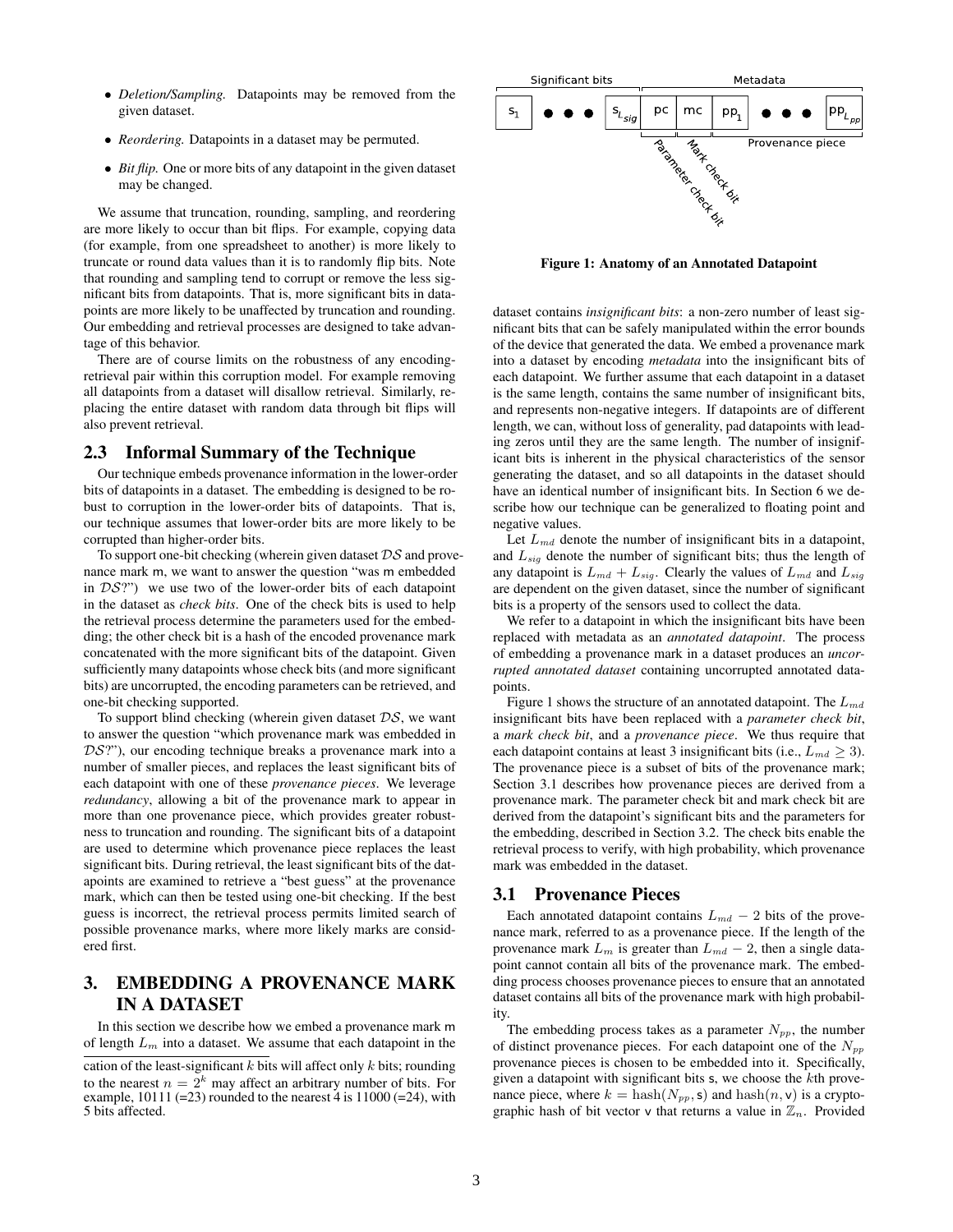- *Deletion/Sampling.* Datapoints may be removed from the given dataset.
- *Reordering.* Datapoints in a dataset may be permuted.
- *Bit flip.* One or more bits of any datapoint in the given dataset may be changed.

We assume that truncation, rounding, sampling, and reordering are more likely to occur than bit flips. For example, copying data (for example, from one spreadsheet to another) is more likely to truncate or round data values than it is to randomly flip bits. Note that rounding and sampling tend to corrupt or remove the less significant bits from datapoints. That is, more significant bits in datapoints are more likely to be unaffected by truncation and rounding. Our embedding and retrieval processes are designed to take advantage of this behavior.

There are of course limits on the robustness of any encoding-retrieval pair within this corruption model. For example removing all datapoints from a dataset will disallow retrieval. Similarly, replacing the entire dataset with random data through bit flips will also prevent retrieval.

## 2.3 Informal Summary of the Technique

Our technique embeds provenance information in the lower-order bits of datapoints in a dataset. The embedding is designed to be robust to corruption in the lower-order bits of datapoints. That is, our technique assumes that lower-order bits are more likely to be corrupted than higher-order bits.

To support one-bit checking (wherein given dataset $\mathcal{DS}$ and provenance mark m, we want to answer the question "was m embedded in $\mathcal{DS}$?") we use two of the lower-order bits of each datapoint in the dataset as *check bits*. One of the check bits is used to help the retrieval process determine the parameters used for the embedding; the other check bit is a hash of the encoded provenance mark concatenated with the more significant bits of the datapoint. Given sufficiently many datapoints whose check bits (and more significant bits) are uncorrupted, the encoding parameters can be retrieved, and one-bit checking supported.

To support blind checking (wherein given dataset $\mathcal{DS}$, we want to answer the question "which provenance mark was embedded in $\mathcal{DS}$?"), our encoding technique breaks a provenance mark into a number of smaller pieces, and replaces the least significant bits of each datapoint with one of these *provenance pieces*. We leverage *redundancy*, allowing a bit of the provenance mark to appear in more than one provenance piece, which provides greater robustness to truncation and rounding. The significant bits of a datapoint are used to determine which provenance piece replaces the least significant bits. During retrieval, the least significant bits of the datapoints are examined to retrieve a "best guess" at the provenance mark, which can then be tested using one-bit checking. If the best guess is incorrect, the retrieval process permits limited search of possible provenance marks, where more likely marks are considered first.

# 3. EMBEDDING A PROVENANCE MARK IN A DATASET

In this section we describe how we embed a provenance mark m of length $L_m$ into a dataset. We assume that each datapoint in the dataset contains *insignificant bits*: a non-zero number of least significant bits that can be safely manipulated within the error bounds of the device that generated the data. We embed a provenance mark into a dataset by encoding *metadata* into the insignificant bits of each datapoint. We further assume that each datapoint in a dataset is the same length, contains the same number of insignificant bits, and represents non-negative integers. If datapoints are of different length, we can, without loss of generality, pad datapoints with leading zeros until they are the same length. The number of insignificant bits is inherent in the physical characteristics of the sensor generating the dataset, and so all datapoints in the dataset should have an identical number of insignificant bits. In Section 6 we describe how our technique can be generalized to floating point and negative values.

cation of the least-significant $k$ bits will affect only $k$ bits; rounding to the nearest $n = 2^k$ may affect an arbitrary number of bits. For example, 10111 (=23) rounded to the nearest 4 is 11000 (=24), with 5 bits affected.

Significant bits

Metadata

$s_1$ ● ● ● $s_{L_{sig}}$ pc mc $pp_1$ ● ● ● $pp_{L_{pp}}$

Parameter check bit

Mark check bit

Provenance piece

**Figure 1: Anatomy of an Annotated Datapoint**

Let $L_{md}$ denote the number of insignificant bits in a datapoint, and $L_{sig}$ denote the number of significant bits; thus the length of any datapoint is $L_{md} + L_{sig}$. Clearly the values of $L_{md}$ and $L_{sig}$ are dependent on the given dataset, since the number of significant bits is a property of the sensors used to collect the data.

We refer to a datapoint in which the insignificant bits have been replaced with metadata as an *annotated datapoint*. The process of embedding a provenance mark in a dataset produces an *uncorrupted annotated dataset* containing uncorrupted annotated datapoints.

Figure 1 shows the structure of an annotated datapoint. The $L_{md}$ insignificant bits have been replaced with a *parameter check bit*, a *mark check bit*, and a *provenance piece*. We thus require that each datapoint contains at least 3 insignificant bits (i.e., $L_{md} \geq 3$). The provenance piece is a subset of bits of the provenance mark; Section 3.1 describes how provenance pieces are derived from a provenance mark. The parameter check bit and mark check bit are derived from the datapoint's significant bits and the parameters for the embedding, described in Section 3.2. The check bits enable the retrieval process to verify, with high probability, which provenance mark was embedded in the dataset.

## 3.1 Provenance Pieces

Each annotated datapoint contains $L_{md} - 2$ bits of the provenance mark, referred to as a provenance piece. If the length of the provenance mark $L_m$ is greater than $L_{md} - 2$, then a single datapoint cannot contain all bits of the provenance mark. The embedding process chooses provenance pieces to ensure that an annotated dataset contains all bits of the provenance mark with high probability.

The embedding process takes as a parameter $N_{pp}$, the number of distinct provenance pieces. For each datapoint one of the $N_{pp}$ provenance pieces is chosen to be embedded into it. Specifically, given a datapoint with significant bits s, we choose the $k$th provenance piece, where $k = \text{hash}(N_{pp}, \mathsf{s})$ and $\text{hash}(n, \mathsf{v})$ is a cryptographic hash of bit vector v that returns a value in $\mathbb{Z}_n$. Provided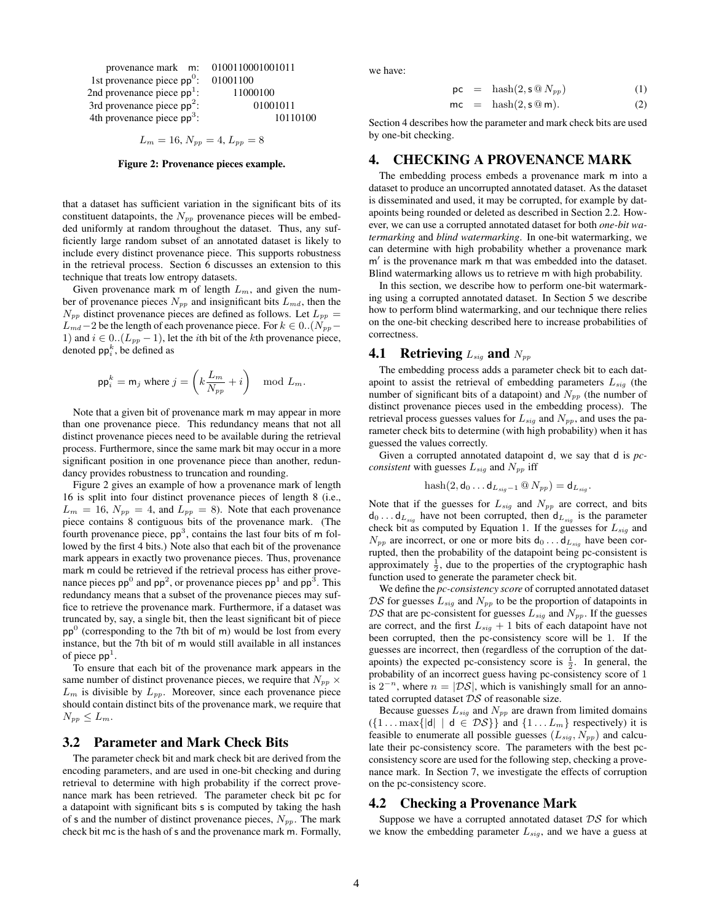| | |
|---|---|
| provenance mark $\mathsf{m}$: | 0100110001001011 |
| 1st provenance piece $\mathsf{pp}^0$: | 01001100 |
| 2nd provenance piece $\mathsf{pp}^1$: | 11000100 |
| 3rd provenance piece $\mathsf{pp}^2$: | 01001011 |
| 4th provenance piece $\mathsf{pp}^3$: | 10110100 |

$$L_m = 16, N_{pp} = 4, L_{pp} = 8$$

**Figure 2: Provenance pieces example.**

that a dataset has sufficient variation in the significant bits of its constituent datapoints, the $N_{pp}$ provenance pieces will be embedded uniformly at random throughout the dataset. Thus, any sufficiently large random subset of an annotated dataset is likely to include every distinct provenance piece. This supports robustness in the retrieval process. Section 6 discusses an extension to this technique that treats low entropy datasets.

Given provenance mark m of length $L_m$, and given the number of provenance pieces $N_{pp}$ and insignificant bits $L_{md}$, then the $N_{pp}$ distinct provenance pieces are defined as follows. Let $L_{pp} = L_{md} - 2$ be the length of each provenance piece. For $k \in 0..(N_{pp} - 1)$ and $i \in 0..(L_{pp} - 1)$, let the $i$th bit of the $k$th provenance piece, denoted $\mathsf{pp}^k_i$, be defined as

$$\mathsf{pp}^k_i = \mathsf{m}_j \text{ where } j = \left(k\frac{L_m}{N_{pp}} + i\right) \mod L_m.$$

Note that a given bit of provenance mark m may appear in more than one provenance piece. This redundancy means that not all distinct provenance pieces need to be available during the retrieval process. Furthermore, since the same mark bit may occur in a more significant position in one provenance piece than another, redundancy provides robustness to truncation and rounding.

Figure 2 gives an example of how a provenance mark of length 16 is split into four distinct provenance pieces of length 8 (i.e., $L_m = 16$, $N_{pp} = 4$, and $L_{pp} = 8$). Note that each provenance piece contains 8 contiguous bits of the provenance mark. (The fourth provenance piece, $\mathsf{pp}^3$, contains the last four bits of m followed by the first 4 bits.) Note also that each bit of the provenance mark appears in exactly two provenance pieces. Thus, provenance mark m could be retrieved if the retrieval process has either provenance pieces $\mathsf{pp}^0$ and $\mathsf{pp}^2$, or provenance pieces $\mathsf{pp}^1$ and $\mathsf{pp}^3$. This redundancy means that a subset of the provenance pieces may suffice to retrieve the provenance mark. Furthermore, if a dataset was truncated by, say, a single bit, then the least significant bit of piece $\mathsf{pp}^0$ (corresponding to the 7th bit of m) would be lost from every instance, but the 7th bit of m would still available in all instances of piece $\mathsf{pp}^1$.

To ensure that each bit of the provenance mark appears in the same number of distinct provenance pieces, we require that $N_{pp} \times L_m$ is divisible by $L_{pp}$. Moreover, since each provenance piece should contain distinct bits of the provenance mark, we require that $N_{pp} \leq L_m$.

### 3.2 Parameter and Mark Check Bits

The parameter check bit and mark check bit are derived from the encoding parameters, and are used in one-bit checking and during retrieval to determine with high probability if the correct provenance mark has been retrieved. The parameter check bit pc for a datapoint with significant bits s is computed by taking the hash of s and the number of distinct provenance pieces, $N_{pp}$. The mark check bit mc is the hash of s and the provenance mark m. Formally, we have:

$$\mathsf{pc} = \text{hash}(2, \mathsf{s} \mathbin{@} N_{pp}) \quad (1)$$

$$\mathsf{mc} = \text{hash}(2, \mathsf{s} \mathbin{@} \mathsf{m}). \quad (2)$$

Section 4 describes how the parameter and mark check bits are used by one-bit checking.

## 4. CHECKING A PROVENANCE MARK

The embedding process embeds a provenance mark m into a dataset to produce an uncorrupted annotated dataset. As the dataset is disseminated and used, it may be corrupted, for example by datapoints being rounded or deleted as described in Section 2.2. However, we can use a corrupted annotated dataset for both *one-bit watermarking* and *blind watermarking*. In one-bit watermarking, we can determine with high probability whether a provenance mark $\mathsf{m}'$ is the provenance mark m that was embedded into the dataset. Blind watermarking allows us to retrieve m with high probability.

In this section, we describe how to perform one-bit watermarking using a corrupted annotated dataset. In Section 5 we describe how to perform blind watermarking, and our technique there relies on the one-bit checking described here to increase probabilities of correctness.

### 4.1 Retrieving $L_{sig}$ and $N_{pp}$

The embedding process adds a parameter check bit to each datapoint to assist the retrieval of embedding parameters $L_{sig}$ (the number of significant bits of a datapoint) and $N_{pp}$ (the number of distinct provenance pieces used in the embedding process). The retrieval process guesses values for $L_{sig}$ and $N_{pp}$, and uses the parameter check bits to determine (with high probability) when it has guessed the values correctly.

Given a corrupted annotated datapoint d, we say that d is *pc-consistent* with guesses $L_{sig}$ and $N_{pp}$ iff

$$\text{hash}(2, \mathsf{d}_0 \ldots \mathsf{d}_{L_{sig}-1} \mathbin{@} N_{pp}) = \mathsf{d}_{L_{sig}}.$$

Note that if the guesses for $L_{sig}$ and $N_{pp}$ are correct, and bits $\mathsf{d}_0 \ldots \mathsf{d}_{L_{sig}}$ have not been corrupted, then $\mathsf{d}_{L_{sig}}$ is the parameter check bit as computed by Equation 1. If the guesses for $L_{sig}$ and $N_{pp}$ are incorrect, or one or more bits $\mathsf{d}_0 \ldots \mathsf{d}_{L_{sig}}$ have been corrupted, then the probability of the datapoint being pc-consistent is approximately $\frac{1}{2}$, due to the properties of the cryptographic hash function used to generate the parameter check bit.

We define the *pc-consistency score* of corrupted annotated dataset $\mathcal{DS}$ for guesses $L_{sig}$ and $N_{pp}$ to be the proportion of datapoints in $\mathcal{DS}$ that are pc-consistent for guesses $L_{sig}$ and $N_{pp}$. If the guesses are correct, and the first $L_{sig} + 1$ bits of each datapoint have not been corrupted, then the pc-consistency score will be 1. If the guesses are incorrect, then (regardless of the corruption of the datapoints) the expected pc-consistency score is $\frac{1}{2}$. In general, the probability of an incorrect guess having pc-consistency score of 1 is $2^{-n}$, where $n = |\mathcal{DS}|$, which is vanishingly small for an annotated corrupted dataset $\mathcal{DS}$ of reasonable size.

Because guesses $L_{sig}$ and $N_{pp}$ are drawn from limited domains ($\{1 \ldots \max\{|\mathsf{d}| \mid \mathsf{d} \in \mathcal{DS}\}\}$ and $\{1 \ldots L_m\}$ respectively) it is feasible to enumerate all possible guesses $(L_{sig}, N_{pp})$ and calculate their pc-consistency score. The parameters with the best pc-consistency score are used for the following step, checking a provenance mark. In Section 7, we investigate the effects of corruption on the pc-consistency score.

### 4.2 Checking a Provenance Mark

Suppose we have a corrupted annotated dataset $\mathcal{DS}$ for which we know the embedding parameter $L_{sig}$, and we have a guess at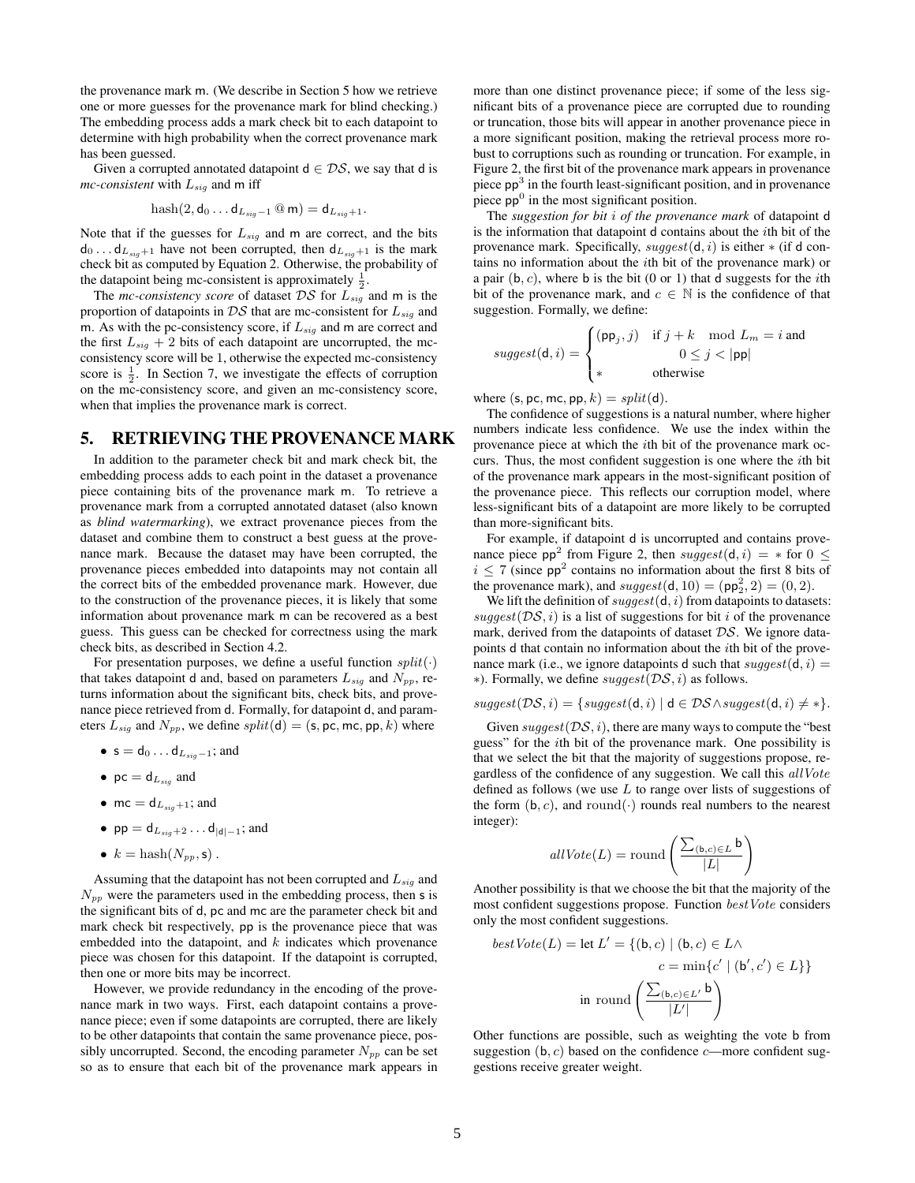the provenance mark m. (We describe in Section 5 how we retrieve one or more guesses for the provenance mark for blind checking.) The embedding process adds a mark check bit to each datapoint to determine with high probability when the correct provenance mark has been guessed.

Given a corrupted annotated datapoint $\mathsf{d} \in \mathcal{DS}$, we say that d is *mc-consistent* with $L_{sig}$ and m iff

$$\mathrm{hash}(2, \mathsf{d}_0 \ldots \mathsf{d}_{L_{sig}-1} \mathbin{@} \mathsf{m}) = \mathsf{d}_{L_{sig}+1}.$$

Note that if the guesses for $L_{sig}$ and m are correct, and the bits $\mathsf{d}_0 \ldots \mathsf{d}_{L_{sig}+1}$ have not been corrupted, then $\mathsf{d}_{L_{sig}+1}$ is the mark check bit as computed by Equation 2. Otherwise, the probability of the datapoint being mc-consistent is approximately $\frac{1}{2}$.

The *mc-consistency score* of dataset $\mathcal{DS}$ for $L_{sig}$ and m is the proportion of datapoints in $\mathcal{DS}$ that are mc-consistent for $L_{sig}$ and m. As with the pc-consistency score, if $L_{sig}$ and m are correct and the first $L_{sig} + 2$ bits of each datapoint are uncorrupted, the mc-consistency score will be 1, otherwise the expected mc-consistency score is $\frac{1}{2}$. In Section 7, we investigate the effects of corruption on the mc-consistency score, and given an mc-consistency score, when that implies the provenance mark is correct.

## 5. RETRIEVING THE PROVENANCE MARK

In addition to the parameter check bit and mark check bit, the embedding process adds to each point in the dataset a provenance piece containing bits of the provenance mark m. To retrieve a provenance mark from a corrupted annotated dataset (also known as *blind watermarking*), we extract provenance pieces from the dataset and combine them to construct a best guess at the provenance mark. Because the dataset may have been corrupted, the provenance pieces embedded into datapoints may not contain all the correct bits of the embedded provenance mark. However, due to the construction of the provenance pieces, it is likely that some information about provenance mark m can be recovered as a best guess. This guess can be checked for correctness using the mark check bits, as described in Section 4.2.

For presentation purposes, we define a useful function $split(\cdot)$ that takes datapoint d and, based on parameters $L_{sig}$ and $N_{pp}$, returns information about the significant bits, check bits, and provenance piece retrieved from d. Formally, for datapoint d, and parameters $L_{sig}$ and $N_{pp}$, we define $split(\mathsf{d}) = (\mathsf{s}, \mathsf{pc}, \mathsf{mc}, \mathsf{pp}, k)$ where

- $\mathsf{s} = \mathsf{d}_0 \ldots \mathsf{d}_{L_{sig}-1}$; and
- $\mathsf{pc} = \mathsf{d}_{L_{sig}}$ and
- $\mathsf{mc} = \mathsf{d}_{L_{sig}+1}$; and
- $\mathsf{pp} = \mathsf{d}_{L_{sig}+2} \ldots \mathsf{d}_{|\mathsf{d}|-1}$; and
- $k = \mathrm{hash}(N_{pp}, \mathsf{s})$ .

Assuming that the datapoint has not been corrupted and $L_{sig}$ and $N_{pp}$ were the parameters used in the embedding process, then s is the significant bits of d, pc and mc are the parameter check bit and mark check bit respectively, pp is the provenance piece that was embedded into the datapoint, and $k$ indicates which provenance piece was chosen for this datapoint. If the datapoint is corrupted, then one or more bits may be incorrect.

However, we provide redundancy in the encoding of the provenance mark in two ways. First, each datapoint contains a provenance piece; even if some datapoints are corrupted, there are likely to be other datapoints that contain the same provenance piece, possibly uncorrupted. Second, the encoding parameter $N_{pp}$ can be set so as to ensure that each bit of the provenance mark appears in more than one distinct provenance piece; if some of the less significant bits of a provenance piece are corrupted due to rounding or truncation, those bits will appear in another provenance piece in a more significant position, making the retrieval process more robust to corruptions such as rounding or truncation. For example, in Figure 2, the first bit of the provenance mark appears in provenance piece $\mathsf{pp}^3$ in the fourth least-significant position, and in provenance piece $\mathsf{pp}^0$ in the most significant position.

The *suggestion for bit $i$ of the provenance mark* of datapoint d is the information that datapoint d contains about the $i$th bit of the provenance mark. Specifically, $suggest(\mathsf{d}, i)$ is either $*$ (if d contains no information about the $i$th bit of the provenance mark) or a pair $(\mathsf{b}, c)$, where b is the bit (0 or 1) that d suggests for the $i$th bit of the provenance mark, and $c \in \mathbb{N}$ is the confidence of that suggestion. Formally, we define:

$$suggest(\mathsf{d}, i) = \begin{cases} (\mathsf{pp}_j, j) & \text{if } j + k \mod L_m = i \text{ and} \\ & \quad 0 \le j < |\mathsf{pp}| \\ * & \text{otherwise} \end{cases}$$

where $(\mathsf{s}, \mathsf{pc}, \mathsf{mc}, \mathsf{pp}, k) = split(\mathsf{d})$.

The confidence of suggestions is a natural number, where higher numbers indicate less confidence. We use the index within the provenance piece at which the $i$th bit of the provenance mark occurs. Thus, the most confident suggestion is one where the $i$th bit of the provenance mark appears in the most-significant position of the provenance piece. This reflects our corruption model, where less-significant bits of a datapoint are more likely to be corrupted than more-significant bits.

For example, if datapoint d is uncorrupted and contains provenance piece $\mathsf{pp}^2$ from Figure 2, then $suggest(\mathsf{d}, i) = *$ for $0 \le i \le 7$ (since $\mathsf{pp}^2$ contains no information about the first 8 bits of the provenance mark), and $suggest(\mathsf{d}, 10) = (\mathsf{pp}^2_2, 2) = (0, 2)$.

We lift the definition of $suggest(\mathsf{d}, i)$ from datapoints to datasets: $suggest(\mathcal{DS}, i)$ is a list of suggestions for bit $i$ of the provenance mark, derived from the datapoints of dataset $\mathcal{DS}$. We ignore datapoints d that contain no information about the $i$th bit of the provenance mark (i.e., we ignore datapoints d such that $suggest(\mathsf{d}, i) = *$). Formally, we define $suggest(\mathcal{DS}, i)$ as follows.

$$suggest(\mathcal{DS}, i) = \{suggest(\mathsf{d}, i) \mid \mathsf{d} \in \mathcal{DS} \wedge suggest(\mathsf{d}, i) \neq *\}.$$

Given $suggest(\mathcal{DS}, i)$, there are many ways to compute the "best guess" for the $i$th bit of the provenance mark. One possibility is that we select the bit that the majority of suggestions propose, regardless of the confidence of any suggestion. We call this $allVote$ defined as follows (we use $L$ to range over lists of suggestions of the form $(\mathsf{b}, c)$, and $\mathrm{round}(\cdot)$ rounds real numbers to the nearest integer):

$$allVote(L) = \mathrm{round}\left(\frac{\sum_{(\mathsf{b},c) \in L} \mathsf{b}}{|L|}\right)$$

Another possibility is that we choose the bit that the majority of the most confident suggestions propose. Function $bestVote$ considers only the most confident suggestions.

$$\begin{aligned} bestVote(L) = \text{let } L' = \{(\mathsf{b}, c) \mid (\mathsf{b}, c) \in L \wedge \\ c = \min\{c' \mid (\mathsf{b}', c') \in L\}\} \\ \text{in } \mathrm{round}\left(\frac{\sum_{(\mathsf{b},c) \in L'} \mathsf{b}}{|L'|}\right) \end{aligned}$$

Other functions are possible, such as weighting the vote b from suggestion $(\mathsf{b}, c)$ based on the confidence $c$—more confident suggestions receive greater weight.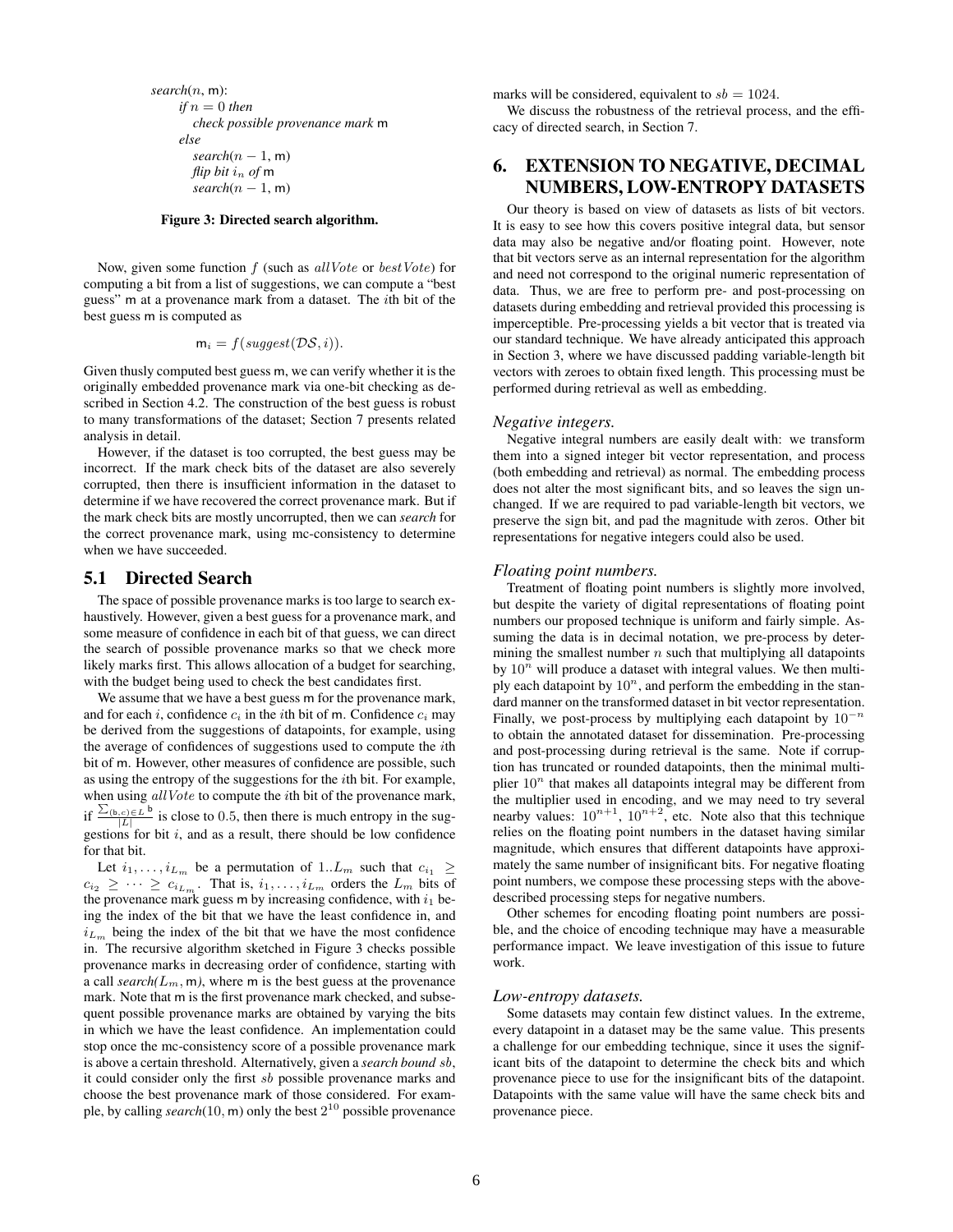```
search(n, m):
    if n = 0 then
        check possible provenance mark m
    else
        search(n − 1, m)
        flip bit i_n of m
        search(n − 1, m)
```

**Figure 3: Directed search algorithm.**

Now, given some function $f$ (such as $allVote$ or $bestVote$) for computing a bit from a list of suggestions, we can compute a "best guess" m at a provenance mark from a dataset. The $i$th bit of the best guess m is computed as

$$\mathsf{m}_i = f(suggest(\mathcal{DS}, i)).$$

Given thusly computed best guess m, we can verify whether it is the originally embedded provenance mark via one-bit checking as described in Section 4.2. The construction of the best guess is robust to many transformations of the dataset; Section 7 presents related analysis in detail.

However, if the dataset is too corrupted, the best guess may be incorrect. If the mark check bits of the dataset are also severely corrupted, then there is insufficient information in the dataset to determine if we have recovered the correct provenance mark. But if the mark check bits are mostly uncorrupted, then we can *search* for the correct provenance mark, using mc-consistency to determine when we have succeeded.

## 5.1 Directed Search

The space of possible provenance marks is too large to search exhaustively. However, given a best guess for a provenance mark, and some measure of confidence in each bit of that guess, we can direct the search of possible provenance marks so that we check more likely marks first. This allows allocation of a budget for searching, with the budget being used to check the best candidates first.

We assume that we have a best guess m for the provenance mark, and for each $i$, confidence $c_i$ in the $i$th bit of m. Confidence $c_i$ may be derived from the suggestions of datapoints, for example, using the average of confidences of suggestions used to compute the $i$th bit of m. However, other measures of confidence are possible, such as using the entropy of the suggestions for the $i$th bit. For example, when using $allVote$ to compute the $i$th bit of the provenance mark, if $\frac{\sum_{(\mathsf{b},c)\in L} \mathsf{b}}{|L|}$ is close to $0.5$, then there is much entropy in the suggestions for bit $i$, and as a result, there should be low confidence for that bit.

Let $i_1, \ldots, i_{L_m}$ be a permutation of $1..L_m$ such that $c_{i_1} \geq c_{i_2} \geq \cdots \geq c_{i_{L_m}}$. That is, $i_1, \ldots, i_{L_m}$ orders the $L_m$ bits of the provenance mark guess m by increasing confidence, with $i_1$ being the index of the bit that we have the least confidence in, and $i_{L_m}$ being the index of the bit that we have the most confidence in. The recursive algorithm sketched in Figure 3 checks possible provenance marks in decreasing order of confidence, starting with a call *search*($L_m$, m), where m is the best guess at the provenance mark. Note that m is the first provenance mark checked, and subsequent possible provenance marks are obtained by varying the bits in which we have the least confidence. An implementation could stop once the mc-consistency score of a possible provenance mark is above a certain threshold. Alternatively, given a *search bound* $sb$, it could consider only the first $sb$ possible provenance marks and choose the best provenance mark of those considered. For example, by calling *search*$(10, \mathsf{m})$ only the best $2^{10}$ possible provenance marks will be considered, equivalent to $sb = 1024$.

We discuss the robustness of the retrieval process, and the efficacy of directed search, in Section 7.

# 6. EXTENSION TO NEGATIVE, DECIMAL NUMBERS, LOW-ENTROPY DATASETS

Our theory is based on view of datasets as lists of bit vectors. It is easy to see how this covers positive integral data, but sensor data may also be negative and/or floating point. However, note that bit vectors serve as an internal representation for the algorithm and need not correspond to the original numeric representation of data. Thus, we are free to perform pre- and post-processing on datasets during embedding and retrieval provided this processing is imperceptible. Pre-processing yields a bit vector that is treated via our standard technique. We have already anticipated this approach in Section 3, where we have discussed padding variable-length bit vectors with zeroes to obtain fixed length. This processing must be performed during retrieval as well as embedding.

### *Negative integers.*

Negative integral numbers are easily dealt with: we transform them into a signed integer bit vector representation, and process (both embedding and retrieval) as normal. The embedding process does not alter the most significant bits, and so leaves the sign unchanged. If we are required to pad variable-length bit vectors, we preserve the sign bit, and pad the magnitude with zeros. Other bit representations for negative integers could also be used.

### *Floating point numbers.*

Treatment of floating point numbers is slightly more involved, but despite the variety of digital representations of floating point numbers our proposed technique is uniform and fairly simple. Assuming the data is in decimal notation, we pre-process by determining the smallest number $n$ such that multiplying all datapoints by $10^n$ will produce a dataset with integral values. We then multiply each datapoint by $10^n$, and perform the embedding in the standard manner on the transformed dataset in bit vector representation. Finally, we post-process by multiplying each datapoint by $10^{-n}$ to obtain the annotated dataset for dissemination. Pre-processing and post-processing during retrieval is the same. Note if corruption has truncated or rounded datapoints, then the minimal multiplier $10^n$ that makes all datapoints integral may be different from the multiplier used in encoding, and we may need to try several nearby values: $10^{n+1}$, $10^{n+2}$, etc. Note also that this technique relies on the floating point numbers in the dataset having similar magnitude, which ensures that different datapoints have approximately the same number of insignificant bits. For negative floating point numbers, we compose these processing steps with the above-described processing steps for negative numbers.

Other schemes for encoding floating point numbers are possible, and the choice of encoding technique may have a measurable performance impact. We leave investigation of this issue to future work.

### *Low-entropy datasets.*

Some datasets may contain few distinct values. In the extreme, every datapoint in a dataset may be the same value. This presents a challenge for our embedding technique, since it uses the significant bits of the datapoint to determine the check bits and which provenance piece to use for the insignificant bits of the datapoint. Datapoints with the same value will have the same check bits and provenance piece.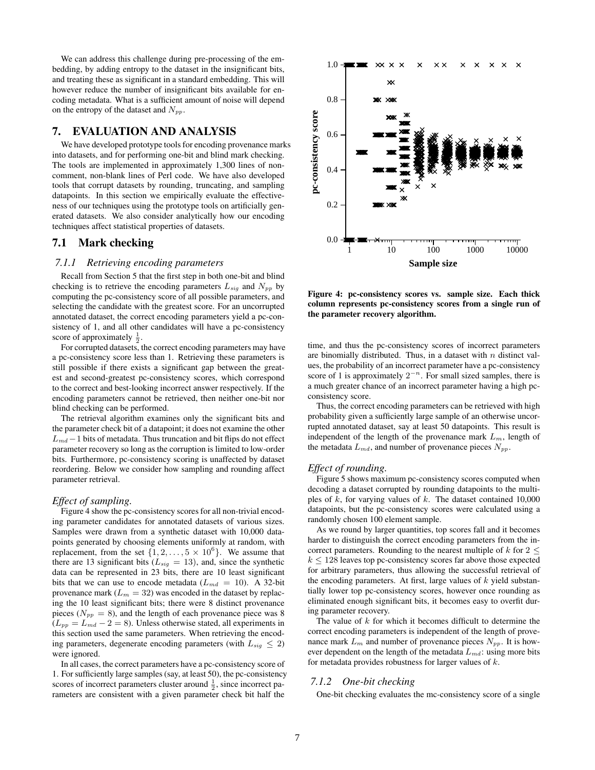We can address this challenge during pre-processing of the embedding, by adding entropy to the dataset in the insignificant bits, and treating these as significant in a standard embedding. This will however reduce the number of insignificant bits available for encoding metadata. What is a sufficient amount of noise will depend on the entropy of the dataset and $N_{pp}$.

# 7. EVALUATION AND ANALYSIS

We have developed prototype tools for encoding provenance marks into datasets, and for performing one-bit and blind mark checking. The tools are implemented in approximately 1,300 lines of non-comment, non-blank lines of Perl code. We have also developed tools that corrupt datasets by rounding, truncating, and sampling datapoints. In this section we empirically evaluate the effectiveness of our techniques using the prototype tools on artificially generated datasets. We also consider analytically how our encoding techniques affect statistical properties of datasets.

## 7.1 Mark checking

### 7.1.1 Retrieving encoding parameters

Recall from Section 5 that the first step in both one-bit and blind checking is to retrieve the encoding parameters $L_{sig}$ and $N_{pp}$ by computing the pc-consistency score of all possible parameters, and selecting the candidate with the greatest score. For an uncorrupted annotated dataset, the correct encoding parameters yield a pc-consistency of 1, and all other candidates will have a pc-consistency score of approximately $\frac{1}{2}$.

For corrupted datasets, the correct encoding parameters may have a pc-consistency score less than 1. Retrieving these parameters is still possible if there exists a significant gap between the greatest and second-greatest pc-consistency scores, which correspond to the correct and best-looking incorrect answer respectively. If the encoding parameters cannot be retrieved, then neither one-bit nor blind checking can be performed.

The retrieval algorithm examines only the significant bits and the parameter check bit of a datapoint; it does not examine the other $L_{md} - 1$ bits of metadata. Thus truncation and bit flips do not effect parameter recovery so long as the corruption is limited to low-order bits. Furthermore, pc-consistency scoring is unaffected by dataset reordering. Below we consider how sampling and rounding affect parameter retrieval.

*Effect of sampling.*

Figure 4 show the pc-consistency scores for all non-trivial encoding parameter candidates for annotated datasets of various sizes. Samples were drawn from a synthetic dataset with 10,000 datapoints generated by choosing elements uniformly at random, with replacement, from the set $\{1, 2, \ldots, 5 \times 10^6\}$. We assume that there are 13 significant bits ($L_{sig} = 13$), and, since the synthetic data can be represented in 23 bits, there are 10 least significant bits that we can use to encode metadata ($L_{md} = 10$). A 32-bit provenance mark ($L_m = 32$) was encoded in the dataset by replacing the 10 least significant bits; there were 8 distinct provenance pieces ($N_{pp} = 8$), and the length of each provenance piece was 8 ($L_{pp} = L_{md} - 2 = 8$). Unless otherwise stated, all experiments in this section used the same parameters. When retrieving the encoding parameters, degenerate encoding parameters (with $L_{sig} \leq 2$) were ignored.

In all cases, the correct parameters have a pc-consistency score of 1. For sufficiently large samples (say, at least 50), the pc-consistency scores of incorrect parameters cluster around $\frac{1}{2}$, since incorrect parameters are consistent with a given parameter check bit half the time, and thus the pc-consistency scores of incorrect parameters are binomially distributed. Thus, in a dataset with $n$ distinct values, the probability of an incorrect parameter have a pc-consistency score of 1 is approximately $2^{-n}$. For small sized samples, there is a much greater chance of an incorrect parameter having a high pc-consistency score.

**Figure 4: pc-consistency scores vs. sample size. Each thick column represents pc-consistency scores from a single run of the parameter recovery algorithm.**

Thus, the correct encoding parameters can be retrieved with high probability given a sufficiently large sample of an otherwise uncorrupted annotated dataset, say at least 50 datapoints. This result is independent of the length of the provenance mark $L_m$, length of the metadata $L_{md}$, and number of provenance pieces $N_{pp}$.

*Effect of rounding.*

Figure 5 shows maximum pc-consistency scores computed when decoding a dataset corrupted by rounding datapoints to the multiples of $k$, for varying values of $k$. The dataset contained 10,000 datapoints, but the pc-consistency scores were calculated using a randomly chosen 100 element sample.

As we round by larger quantities, top scores fall and it becomes harder to distinguish the correct encoding parameters from the incorrect parameters. Rounding to the nearest multiple of $k$ for $2 \leq k \leq 128$ leaves top pc-consistency scores far above those expected for arbitrary parameters, thus allowing the successful retrieval of the encoding parameters. At first, large values of $k$ yield substantially lower top pc-consistency scores, however once rounding as eliminated enough significant bits, it becomes easy to overfit during parameter recovery.

The value of $k$ for which it becomes difficult to determine the correct encoding parameters is independent of the length of provenance mark $L_m$ and number of provenance pieces $N_{pp}$. It is however dependent on the length of the metadata $L_{md}$: using more bits for metadata provides robustness for larger values of $k$.

### 7.1.2 One-bit checking

One-bit checking evaluates the mc-consistency score of a single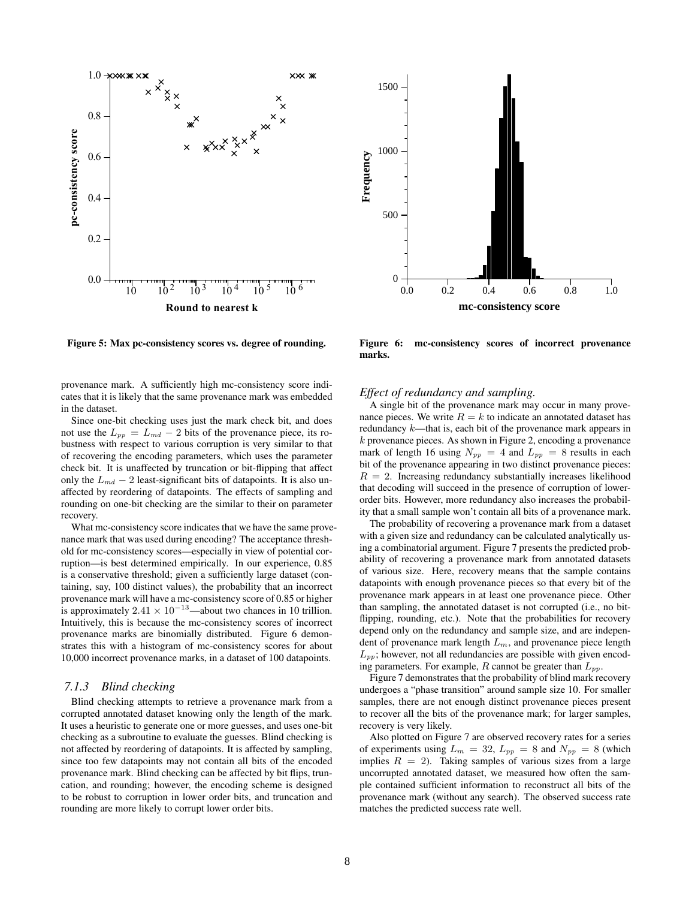Figure 5: Max pc-consistency scores vs. degree of rounding.

Figure 6: mc-consistency scores of incorrect provenance marks.

provenance mark. A sufficiently high mc-consistency score indicates that it is likely that the same provenance mark was embedded in the dataset.

Since one-bit checking uses just the mark check bit, and does not use the $L_{pp} = L_{md} - 2$ bits of the provenance piece, its robustness with respect to various corruption is very similar to that of recovering the encoding parameters, which uses the parameter check bit. It is unaffected by truncation or bit-flipping that affect only the $L_{md} - 2$ least-significant bits of datapoints. It is also unaffected by reordering of datapoints. The effects of sampling and rounding on one-bit checking are the similar to their on parameter recovery.

What mc-consistency score indicates that we have the same provenance mark that was used during encoding? The acceptance threshold for mc-consistency scores—especially in view of potential corruption—is best determined empirically. In our experience, 0.85 is a conservative threshold; given a sufficiently large dataset (containing, say, 100 distinct values), the probability that an incorrect provenance mark will have a mc-consistency score of 0.85 or higher is approximately $2.41 \times 10^{-13}$—about two chances in 10 trillion. Intuitively, this is because the mc-consistency scores of incorrect provenance marks are binomially distributed. Figure 6 demonstrates this with a histogram of mc-consistency scores for about 10,000 incorrect provenance marks, in a dataset of 100 datapoints.

### 7.1.3 Blind checking

Blind checking attempts to retrieve a provenance mark from a corrupted annotated dataset knowing only the length of the mark. It uses a heuristic to generate one or more guesses, and uses one-bit checking as a subroutine to evaluate the guesses. Blind checking is not affected by reordering of datapoints. It is affected by sampling, since too few datapoints may not contain all bits of the encoded provenance mark. Blind checking can be affected by bit flips, truncation, and rounding; however, the encoding scheme is designed to be robust to corruption in lower order bits, and truncation and rounding are more likely to corrupt lower order bits.

*Effect of redundancy and sampling.*

A single bit of the provenance mark may occur in many provenance pieces. We write $R = k$ to indicate an annotated dataset has redundancy $k$—that is, each bit of the provenance mark appears in $k$ provenance pieces. As shown in Figure 2, encoding a provenance mark of length 16 using $N_{pp} = 4$ and $L_{pp} = 8$ results in each bit of the provenance appearing in two distinct provenance pieces: $R = 2$. Increasing redundancy substantially increases likelihood that decoding will succeed in the presence of corruption of lower-order bits. However, more redundancy also increases the probability that a small sample won't contain all bits of a provenance mark.

The probability of recovering a provenance mark from a dataset with a given size and redundancy can be calculated analytically using a combinatorial argument. Figure 7 presents the predicted probability of recovering a provenance mark from annotated datasets of various size. Here, recovery means that the sample contains datapoints with enough provenance pieces so that every bit of the provenance mark appears in at least one provenance piece. Other than sampling, the annotated dataset is not corrupted (i.e., no bit-flipping, rounding, etc.). Note that the probabilities for recovery depend only on the redundancy and sample size, and are independent of provenance mark length $L_m$, and provenance piece length $L_{pp}$; however, not all redundancies are possible with given encoding parameters. For example, $R$ cannot be greater than $L_{pp}$.

Figure 7 demonstrates that the probability of blind mark recovery undergoes a "phase transition" around sample size 10. For smaller samples, there are not enough distinct provenance pieces present to recover all the bits of the provenance mark; for larger samples, recovery is very likely.

Also plotted on Figure 7 are observed recovery rates for a series of experiments using $L_m = 32$, $L_{pp} = 8$ and $N_{pp} = 8$ (which implies $R = 2$). Taking samples of various sizes from a large uncorrupted annotated dataset, we measured how often the sample contained sufficient information to reconstruct all bits of the provenance mark (without any search). The observed success rate matches the predicted success rate well.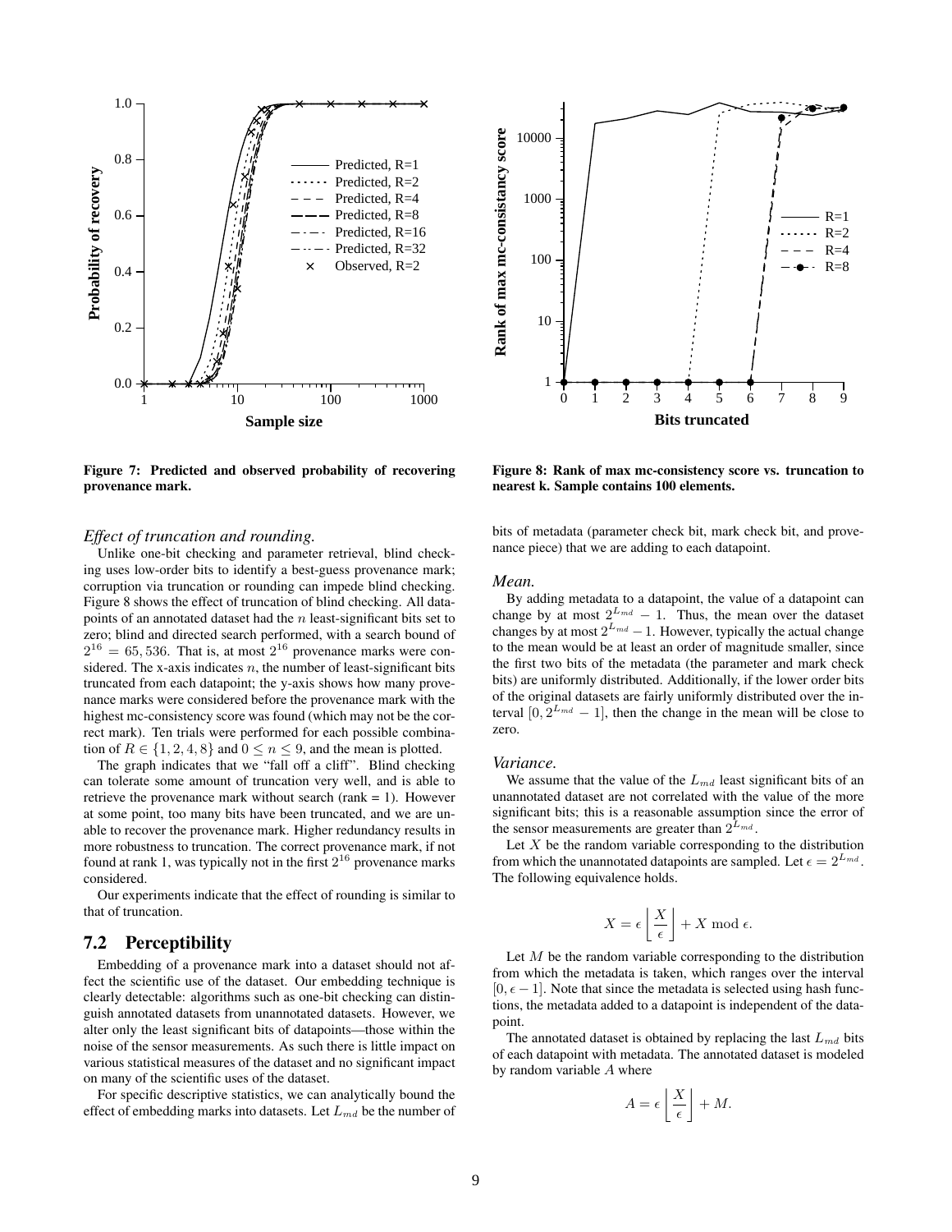Figure 7: Predicted and observed probability of recovering provenance mark.

Figure 8: Rank of max mc-consistency score vs. truncation to nearest k. Sample contains 100 elements.

*Effect of truncation and rounding.*

Unlike one-bit checking and parameter retrieval, blind checking uses low-order bits to identify a best-guess provenance mark; corruption via truncation or rounding can impede blind checking. Figure 8 shows the effect of truncation of blind checking. All datapoints of an annotated dataset had the $n$ least-significant bits set to zero; blind and directed search performed, with a search bound of $2^{16} = 65,536$. That is, at most $2^{16}$ provenance marks were considered. The x-axis indicates $n$, the number of least-significant bits truncated from each datapoint; the y-axis shows how many provenance marks were considered before the provenance mark with the highest mc-consistency score was found (which may not be the correct mark). Ten trials were performed for each possible combination of $R \in \{1, 2, 4, 8\}$ and $0 \leq n \leq 9$, and the mean is plotted.

The graph indicates that we "fall off a cliff". Blind checking can tolerate some amount of truncation very well, and is able to retrieve the provenance mark without search (rank = 1). However at some point, too many bits have been truncated, and we are unable to recover the provenance mark. Higher redundancy results in more robustness to truncation. The correct provenance mark, if not found at rank 1, was typically not in the first $2^{16}$ provenance marks considered.

Our experiments indicate that the effect of rounding is similar to that of truncation.

## 7.2 Perceptibility

Embedding of a provenance mark into a dataset should not affect the scientific use of the dataset. Our embedding technique is clearly detectable: algorithms such as one-bit checking can distinguish annotated datasets from unannotated datasets. However, we alter only the least significant bits of datapoints—those within the noise of the sensor measurements. As such there is little impact on various statistical measures of the dataset and no significant impact on many of the scientific uses of the dataset.

For specific descriptive statistics, we can analytically bound the effect of embedding marks into datasets. Let $L_{md}$ be the number of bits of metadata (parameter check bit, mark check bit, and provenance piece) that we are adding to each datapoint.

*Mean.*

By adding metadata to a datapoint, the value of a datapoint can change by at most $2^{L_{md}} - 1$. Thus, the mean over the dataset changes by at most $2^{L_{md}} - 1$. However, typically the actual change to the mean would be at least an order of magnitude smaller, since the first two bits of the metadata (the parameter and mark check bits) are uniformly distributed. Additionally, if the lower order bits of the original datasets are fairly uniformly distributed over the interval $[0, 2^{L_{md}} - 1]$, then the change in the mean will be close to zero.

*Variance.*

We assume that the value of the $L_{md}$ least significant bits of an unannotated dataset are not correlated with the value of the more significant bits; this is a reasonable assumption since the error of the sensor measurements are greater than $2^{L_{md}}$.

Let $X$ be the random variable corresponding to the distribution from which the unannotated datapoints are sampled. Let $\epsilon = 2^{L_{md}}$. The following equivalence holds.

$$X = \epsilon \left\lfloor \frac{X}{\epsilon} \right\rfloor + X \bmod \epsilon.$$

Let $M$ be the random variable corresponding to the distribution from which the metadata is taken, which ranges over the interval $[0, \epsilon - 1]$. Note that since the metadata is selected using hash functions, the metadata added to a datapoint is independent of the datapoint.

The annotated dataset is obtained by replacing the last $L_{md}$ bits of each datapoint with metadata. The annotated dataset is modeled by random variable $A$ where

$$A = \epsilon \left\lfloor \frac{X}{\epsilon} \right\rfloor + M.$$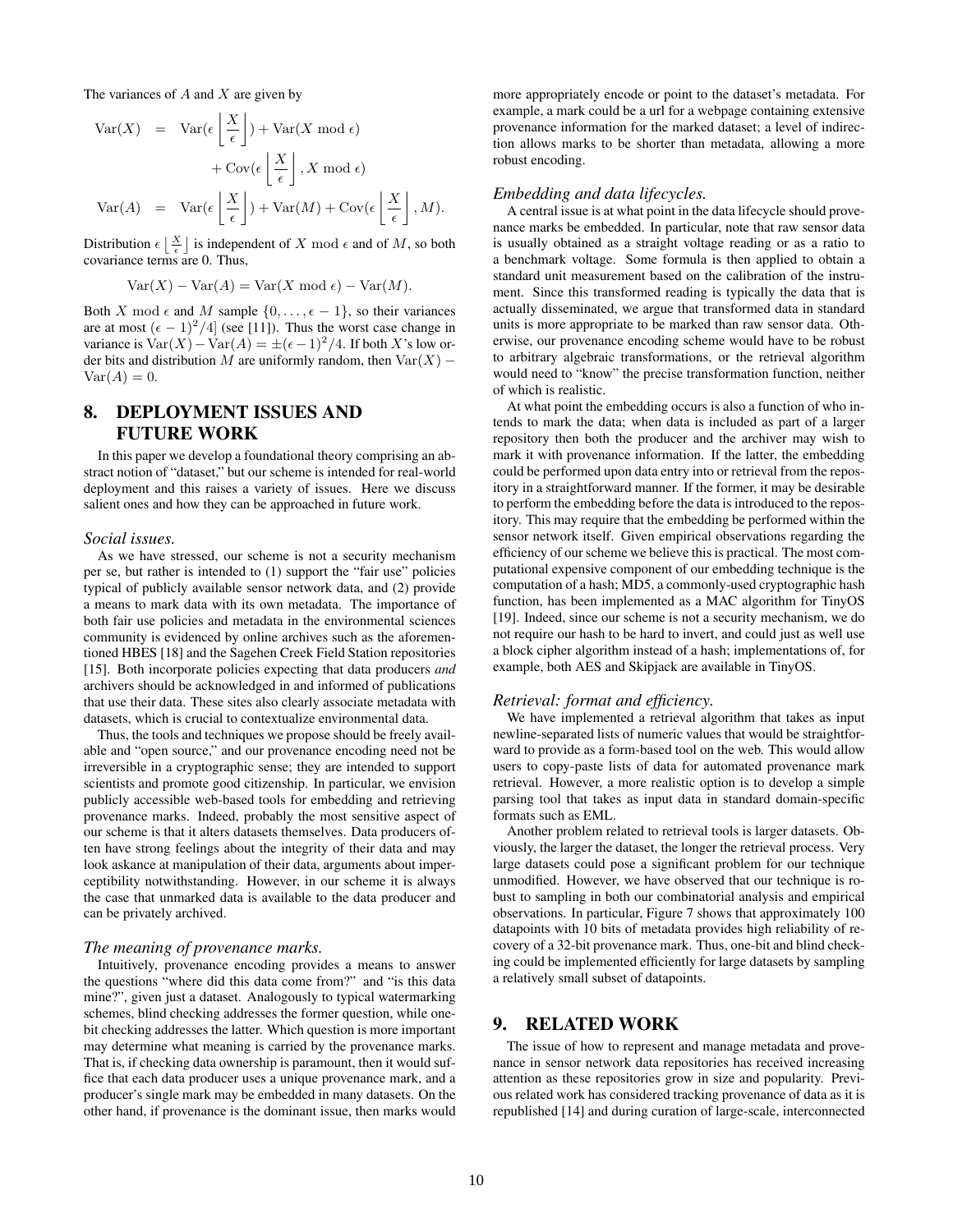The variances of $A$ and $X$ are given by

$$
\begin{aligned}
\mathrm{Var}(X) &= \mathrm{Var}(\epsilon \left\lfloor \frac{X}{\epsilon} \right\rfloor) + \mathrm{Var}(X \bmod \epsilon) \\
&\quad + \mathrm{Cov}(\epsilon \left\lfloor \frac{X}{\epsilon} \right\rfloor, X \bmod \epsilon) \\
\mathrm{Var}(A) &= \mathrm{Var}(\epsilon \left\lfloor \frac{X}{\epsilon} \right\rfloor) + \mathrm{Var}(M) + \mathrm{Cov}(\epsilon \left\lfloor \frac{X}{\epsilon} \right\rfloor, M).
\end{aligned}
$$

Distribution $\epsilon \left\lfloor \frac{X}{\epsilon} \right\rfloor$ is independent of $X \bmod \epsilon$ and of $M$, so both covariance terms are 0. Thus,

$$
\mathrm{Var}(X) - \mathrm{Var}(A) = \mathrm{Var}(X \bmod \epsilon) - \mathrm{Var}(M).
$$

Both $X \bmod \epsilon$ and $M$ sample $\{0, \ldots, \epsilon - 1\}$, so their variances are at most $(\epsilon - 1)^2/4]$ (see [11]). Thus the worst case change in variance is $\mathrm{Var}(X) - \mathrm{Var}(A) = \pm(\epsilon - 1)^2/4$. If both $X$'s low order bits and distribution $M$ are uniformly random, then $\mathrm{Var}(X) - \mathrm{Var}(A) = 0$.

## 8. DEPLOYMENT ISSUES AND FUTURE WORK

In this paper we develop a foundational theory comprising an abstract notion of "dataset," but our scheme is intended for real-world deployment and this raises a variety of issues. Here we discuss salient ones and how they can be approached in future work.

### *Social issues.*

As we have stressed, our scheme is not a security mechanism per se, but rather is intended to (1) support the "fair use" policies typical of publicly available sensor network data, and (2) provide a means to mark data with its own metadata. The importance of both fair use policies and metadata in the environmental sciences community is evidenced by online archives such as the aforementioned HBES [18] and the Sagehen Creek Field Station repositories [15]. Both incorporate policies expecting that data producers *and* archivers should be acknowledged in and informed of publications that use their data. These sites also clearly associate metadata with datasets, which is crucial to contextualize environmental data.

Thus, the tools and techniques we propose should be freely available and "open source," and our provenance encoding need not be irreversible in a cryptographic sense; they are intended to support scientists and promote good citizenship. In particular, we envision publicly accessible web-based tools for embedding and retrieving provenance marks. Indeed, probably the most sensitive aspect of our scheme is that it alters datasets themselves. Data producers often have strong feelings about the integrity of their data and may look askance at manipulation of their data, arguments about imperceptibility notwithstanding. However, in our scheme it is always the case that unmarked data is available to the data producer and can be privately archived.

### *The meaning of provenance marks.*

Intuitively, provenance encoding provides a means to answer the questions "where did this data come from?" and "is this data mine?", given just a dataset. Analogously to typical watermarking schemes, blind checking addresses the former question, while one-bit checking addresses the latter. Which question is more important may determine what meaning is carried by the provenance marks. That is, if checking data ownership is paramount, then it would suffice that each data producer uses a unique provenance mark, and a producer's single mark may be embedded in many datasets. On the other hand, if provenance is the dominant issue, then marks would more appropriately encode or point to the dataset's metadata. For example, a mark could be a url for a webpage containing extensive provenance information for the marked dataset; a level of indirection allows marks to be shorter than metadata, allowing a more robust encoding.

### *Embedding and data lifecycles.*

A central issue is at what point in the data lifecycle should provenance marks be embedded. In particular, note that raw sensor data is usually obtained as a straight voltage reading or as a ratio to a benchmark voltage. Some formula is then applied to obtain a standard unit measurement based on the calibration of the instrument. Since this transformed reading is typically the data that is actually disseminated, we argue that transformed data in standard units is more appropriate to be marked than raw sensor data. Otherwise, our provenance encoding scheme would have to be robust to arbitrary algebraic transformations, or the retrieval algorithm would need to "know" the precise transformation function, neither of which is realistic.

At what point the embedding occurs is also a function of who intends to mark the data; when data is included as part of a larger repository then both the producer and the archiver may wish to mark it with provenance information. If the latter, the embedding could be performed upon data entry into or retrieval from the repository in a straightforward manner. If the former, it may be desirable to perform the embedding before the data is introduced to the repository. This may require that the embedding be performed within the sensor network itself. Given empirical observations regarding the efficiency of our scheme we believe this is practical. The most computational expensive component of our embedding technique is the computation of a hash; MD5, a commonly-used cryptographic hash function, has been implemented as a MAC algorithm for TinyOS [19]. Indeed, since our scheme is not a security mechanism, we do not require our hash to be hard to invert, and could just as well use a block cipher algorithm instead of a hash; implementations of, for example, both AES and Skipjack are available in TinyOS.

### *Retrieval: format and efficiency.*

We have implemented a retrieval algorithm that takes as input newline-separated lists of numeric values that would be straightforward to provide as a form-based tool on the web. This would allow users to copy-paste lists of data for automated provenance mark retrieval. However, a more realistic option is to develop a simple parsing tool that takes as input data in standard domain-specific formats such as EML.

Another problem related to retrieval tools is larger datasets. Obviously, the larger the dataset, the longer the retrieval process. Very large datasets could pose a significant problem for our technique unmodified. However, we have observed that our technique is robust to sampling in both our combinatorial analysis and empirical observations. In particular, Figure 7 shows that approximately 100 datapoints with 10 bits of metadata provides high reliability of recovery of a 32-bit provenance mark. Thus, one-bit and blind checking could be implemented efficiently for large datasets by sampling a relatively small subset of datapoints.

## 9. RELATED WORK

The issue of how to represent and manage metadata and provenance in sensor network data repositories has received increasing attention as these repositories grow in size and popularity. Previous related work has considered tracking provenance of data as it is republished [14] and during curation of large-scale, interconnected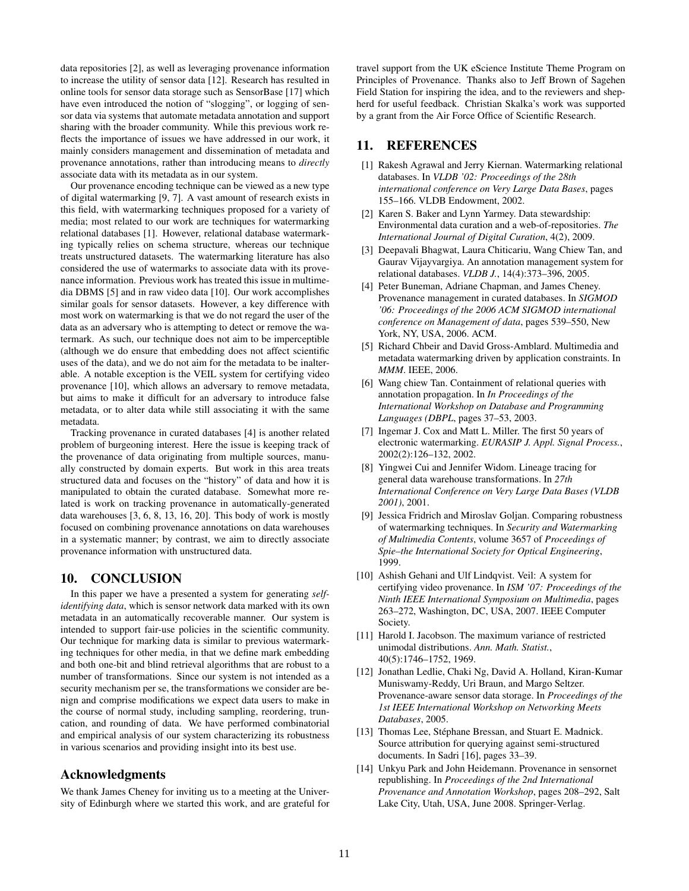data repositories [2], as well as leveraging provenance information to increase the utility of sensor data [12]. Research has resulted in online tools for sensor data storage such as SensorBase [17] which have even introduced the notion of "slogging", or logging of sensor data via systems that automate metadata annotation and support sharing with the broader community. While this previous work reflects the importance of issues we have addressed in our work, it mainly considers management and dissemination of metadata and provenance annotations, rather than introducing means to *directly* associate data with its metadata as in our system.

Our provenance encoding technique can be viewed as a new type of digital watermarking [9, 7]. A vast amount of research exists in this field, with watermarking techniques proposed for a variety of media; most related to our work are techniques for watermarking relational databases [1]. However, relational database watermarking typically relies on schema structure, whereas our technique treats unstructured datasets. The watermarking literature has also considered the use of watermarks to associate data with its provenance information. Previous work has treated this issue in multimedia DBMS [5] and in raw video data [10]. Our work accomplishes similar goals for sensor datasets. However, a key difference with most work on watermarking is that we do not regard the user of the data as an adversary who is attempting to detect or remove the watermark. As such, our technique does not aim to be imperceptible (although we do ensure that embedding does not affect scientific uses of the data), and we do not aim for the metadata to be inalterable. A notable exception is the VEIL system for certifying video provenance [10], which allows an adversary to remove metadata, but aims to make it difficult for an adversary to introduce false metadata, or to alter data while still associating it with the same metadata.

Tracking provenance in curated databases [4] is another related problem of burgeoning interest. Here the issue is keeping track of the provenance of data originating from multiple sources, manually constructed by domain experts. But work in this area treats structured data and focuses on the "history" of data and how it is manipulated to obtain the curated database. Somewhat more related is work on tracking provenance in automatically-generated data warehouses [3, 6, 8, 13, 16, 20]. This body of work is mostly focused on combining provenance annotations on data warehouses in a systematic manner; by contrast, we aim to directly associate provenance information with unstructured data.

## 10. CONCLUSION

In this paper we have a presented a system for generating *self-identifying data*, which is sensor network data marked with its own metadata in an automatically recoverable manner. Our system is intended to support fair-use policies in the scientific community. Our technique for marking data is similar to previous watermarking techniques for other media, in that we define mark embedding and both one-bit and blind retrieval algorithms that are robust to a number of transformations. Since our system is not intended as a security mechanism per se, the transformations we consider are benign and comprise modifications we expect data users to make in the course of normal study, including sampling, reordering, truncation, and rounding of data. We have performed combinatorial and empirical analysis of our system characterizing its robustness in various scenarios and providing insight into its best use.

## Acknowledgments

We thank James Cheney for inviting us to a meeting at the University of Edinburgh where we started this work, and are grateful for travel support from the UK eScience Institute Theme Program on Principles of Provenance. Thanks also to Jeff Brown of Sagehen Field Station for inspiring the idea, and to the reviewers and shepherd for useful feedback. Christian Skalka's work was supported by a grant from the Air Force Office of Scientific Research.

## 11. REFERENCES

[1] Rakesh Agrawal and Jerry Kiernan. Watermarking relational databases. In *VLDB '02: Proceedings of the 28th international conference on Very Large Data Bases*, pages 155–166. VLDB Endowment, 2002.

[2] Karen S. Baker and Lynn Yarmey. Data stewardship: Environmental data curation and a web-of-repositories. *The International Journal of Digital Curation*, 4(2), 2009.

[3] Deepavali Bhagwat, Laura Chiticariu, Wang Chiew Tan, and Gaurav Vijayvargiya. An annotation management system for relational databases. *VLDB J.*, 14(4):373–396, 2005.

[4] Peter Buneman, Adriane Chapman, and James Cheney. Provenance management in curated databases. In *SIGMOD '06: Proceedings of the 2006 ACM SIGMOD international conference on Management of data*, pages 539–550, New York, NY, USA, 2006. ACM.

[5] Richard Chbeir and David Gross-Amblard. Multimedia and metadata watermarking driven by application constraints. In *MMM*. IEEE, 2006.

[6] Wang chiew Tan. Containment of relational queries with annotation propagation. In *In Proceedings of the International Workshop on Database and Programming Languages (DBPL*, pages 37–53, 2003.

[7] Ingemar J. Cox and Matt L. Miller. The first 50 years of electronic watermarking. *EURASIP J. Appl. Signal Process.*, 2002(2):126–132, 2002.

[8] Yingwei Cui and Jennifer Widom. Lineage tracing for general data warehouse transformations. In *27th International Conference on Very Large Data Bases (VLDB 2001)*, 2001.

[9] Jessica Fridrich and Miroslav Goljan. Comparing robustness of watermarking techniques. In *Security and Watermarking of Multimedia Contents*, volume 3657 of *Proceedings of Spie–the International Society for Optical Engineering*, 1999.

[10] Ashish Gehani and Ulf Lindqvist. Veil: A system for certifying video provenance. In *ISM '07: Proceedings of the Ninth IEEE International Symposium on Multimedia*, pages 263–272, Washington, DC, USA, 2007. IEEE Computer Society.

[11] Harold I. Jacobson. The maximum variance of restricted unimodal distributions. *Ann. Math. Statist.*, 40(5):1746–1752, 1969.

[12] Jonathan Ledlie, Chaki Ng, David A. Holland, Kiran-Kumar Muniswamy-Reddy, Uri Braun, and Margo Seltzer. Provenance-aware sensor data storage. In *Proceedings of the 1st IEEE International Workshop on Networking Meets Databases*, 2005.

[13] Thomas Lee, Stéphane Bressan, and Stuart E. Madnick. Source attribution for querying against semi-structured documents. In Sadri [16], pages 33–39.

[14] Unkyu Park and John Heidemann. Provenance in sensornet republishing. In *Proceedings of the 2nd International Provenance and Annotation Workshop*, pages 208–292, Salt Lake City, Utah, USA, June 2008. Springer-Verlag.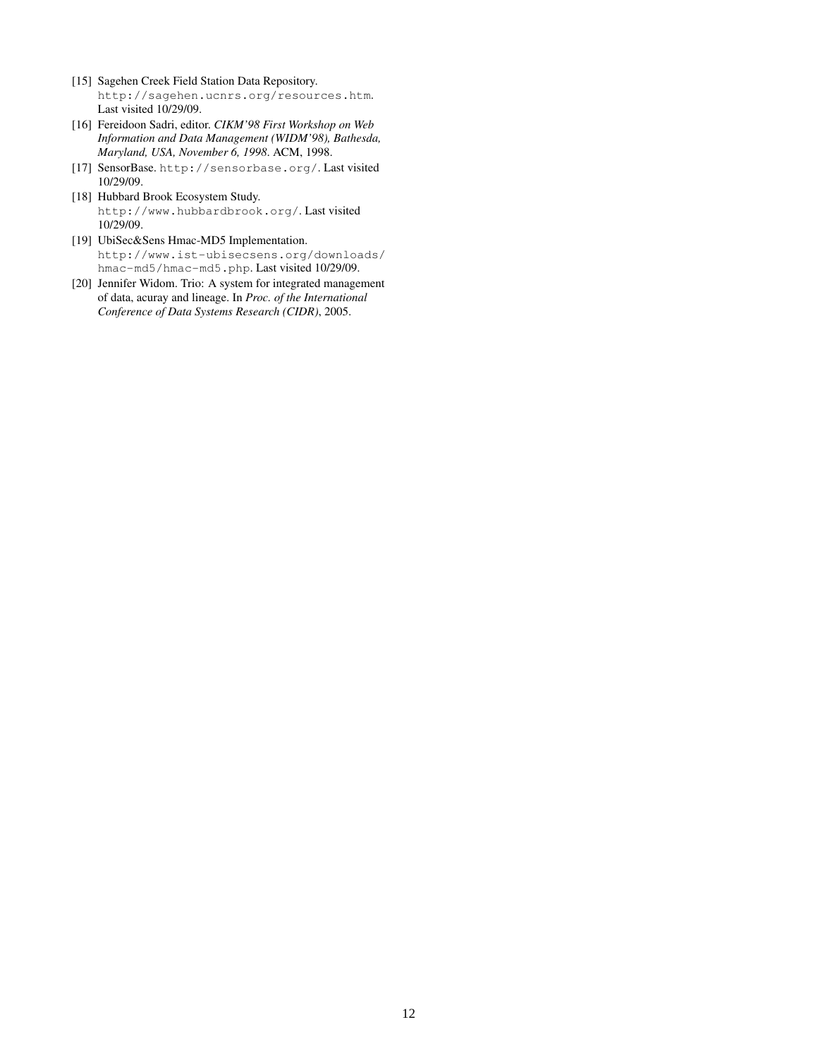[15] Sagehen Creek Field Station Data Repository. http://sagehen.ucnrs.org/resources.htm. Last visited 10/29/09.

[16] Fereidoon Sadri, editor. *CIKM'98 First Workshop on Web Information and Data Management (WIDM'98), Bathesda, Maryland, USA, November 6, 1998*. ACM, 1998.

[17] SensorBase. http://sensorbase.org/. Last visited 10/29/09.

[18] Hubbard Brook Ecosystem Study. http://www.hubbardbrook.org/. Last visited 10/29/09.

[19] UbiSec&Sens Hmac-MD5 Implementation. http://www.ist-ubisecsens.org/downloads/hmac-md5/hmac-md5.php. Last visited 10/29/09.

[20] Jennifer Widom. Trio: A system for integrated management of data, acuray and lineage. In *Proc. of the International Conference of Data Systems Research (CIDR)*, 2005.